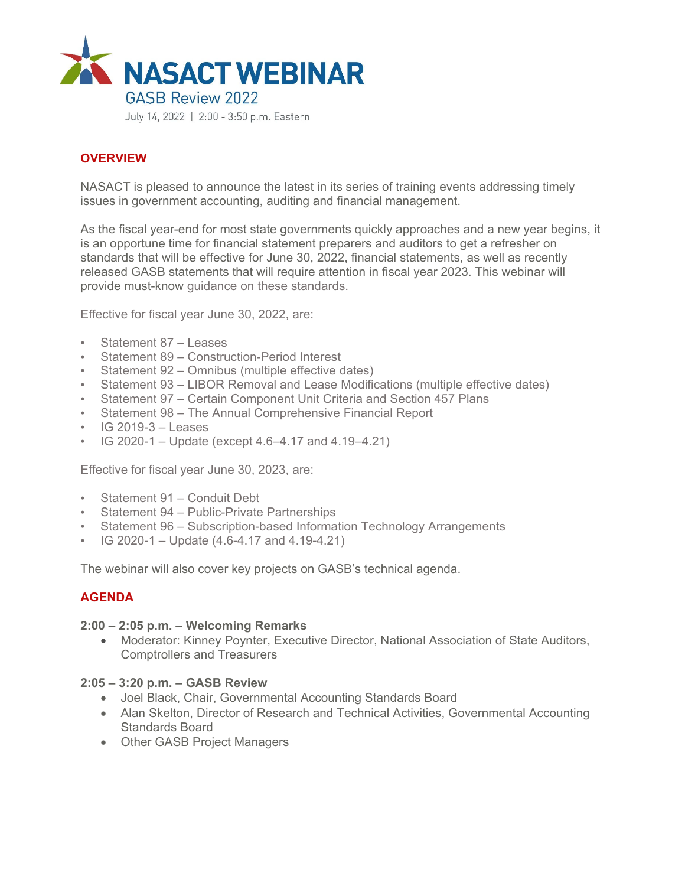# NASACT WEBINAR

## GASB Review 2022

July 14, 2022 | 2:00 - 3:50 p.m. Eastern

## OVERVIEW

NASACT is pleased to announce the latest in its series of training events addressing timely issues in government accounting, auditing and financial management.

As the fiscal year-end for most state governments quickly approaches and a new year begins, it is an opportune time for financial statement preparers and auditors to get a refresher on standards that will be effective for June 30, 2022, financial statements, as well as recently released GASB statements that will require attention in fiscal year 2023. This webinar will provide must-know guidance on these standards.

Effective for fiscal year June 30, 2022, are:

- Statement 87 – Leases
- Statement 89 – Construction-Period Interest
- Statement 92 – Omnibus (multiple effective dates)
- Statement 93 – LIBOR Removal and Lease Modifications (multiple effective dates)
- Statement 97 – Certain Component Unit Criteria and Section 457 Plans
- Statement 98 – The Annual Comprehensive Financial Report
- IG 2019-3 – Leases
- IG 2020-1 – Update (except 4.6–4.17 and 4.19–4.21)

Effective for fiscal year June 30, 2023, are:

- Statement 91 – Conduit Debt
- Statement 94 – Public-Private Partnerships
- Statement 96 – Subscription-based Information Technology Arrangements
- IG 2020-1 – Update (4.6-4.17 and 4.19-4.21)

The webinar will also cover key projects on GASB's technical agenda.

## AGENDA

**2:00 – 2:05 p.m. – Welcoming Remarks**

- Moderator: Kinney Poynter, Executive Director, National Association of State Auditors, Comptrollers and Treasurers

**2:05 – 3:20 p.m. – GASB Review**

- Joel Black, Chair, Governmental Accounting Standards Board
- Alan Skelton, Director of Research and Technical Activities, Governmental Accounting Standards Board
- Other GASB Project Managers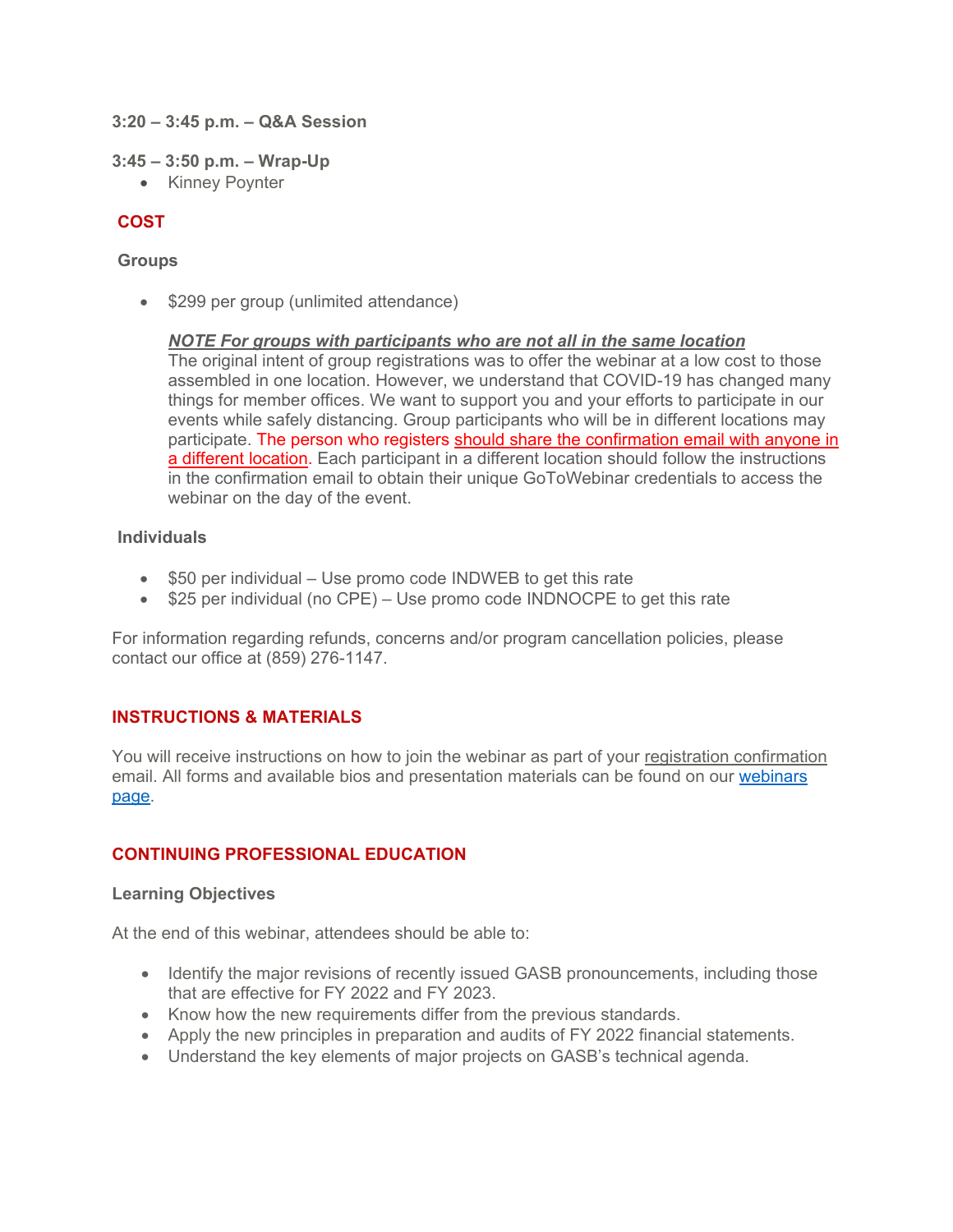**3:20 – 3:45 p.m. – Q&A Session**

**3:45 – 3:50 p.m. – Wrap-Up**

- Kinney Poynter

## COST

### Groups

- $299 per group (unlimited attendance)

  ***NOTE For groups with participants who are not all in the same location***
  The original intent of group registrations was to offer the webinar at a low cost to those assembled in one location. However, we understand that COVID-19 has changed many things for member offices. We want to support you and your efforts to participate in our events while safely distancing. Group participants who will be in different locations may participate. The person who registers should share the confirmation email with anyone in a different location. Each participant in a different location should follow the instructions in the confirmation email to obtain their unique GoToWebinar credentials to access the webinar on the day of the event.

### Individuals

- $50 per individual – Use promo code INDWEB to get this rate
- $25 per individual (no CPE) – Use promo code INDNOCPE to get this rate

For information regarding refunds, concerns and/or program cancellation policies, please contact our office at (859) 276-1147.

## INSTRUCTIONS & MATERIALS

You will receive instructions on how to join the webinar as part of your registration confirmation email. All forms and available bios and presentation materials can be found on our webinars page.

## CONTINUING PROFESSIONAL EDUCATION

### Learning Objectives

At the end of this webinar, attendees should be able to:

- Identify the major revisions of recently issued GASB pronouncements, including those that are effective for FY 2022 and FY 2023.
- Know how the new requirements differ from the previous standards.
- Apply the new principles in preparation and audits of FY 2022 financial statements.
- Understand the key elements of major projects on GASB's technical agenda.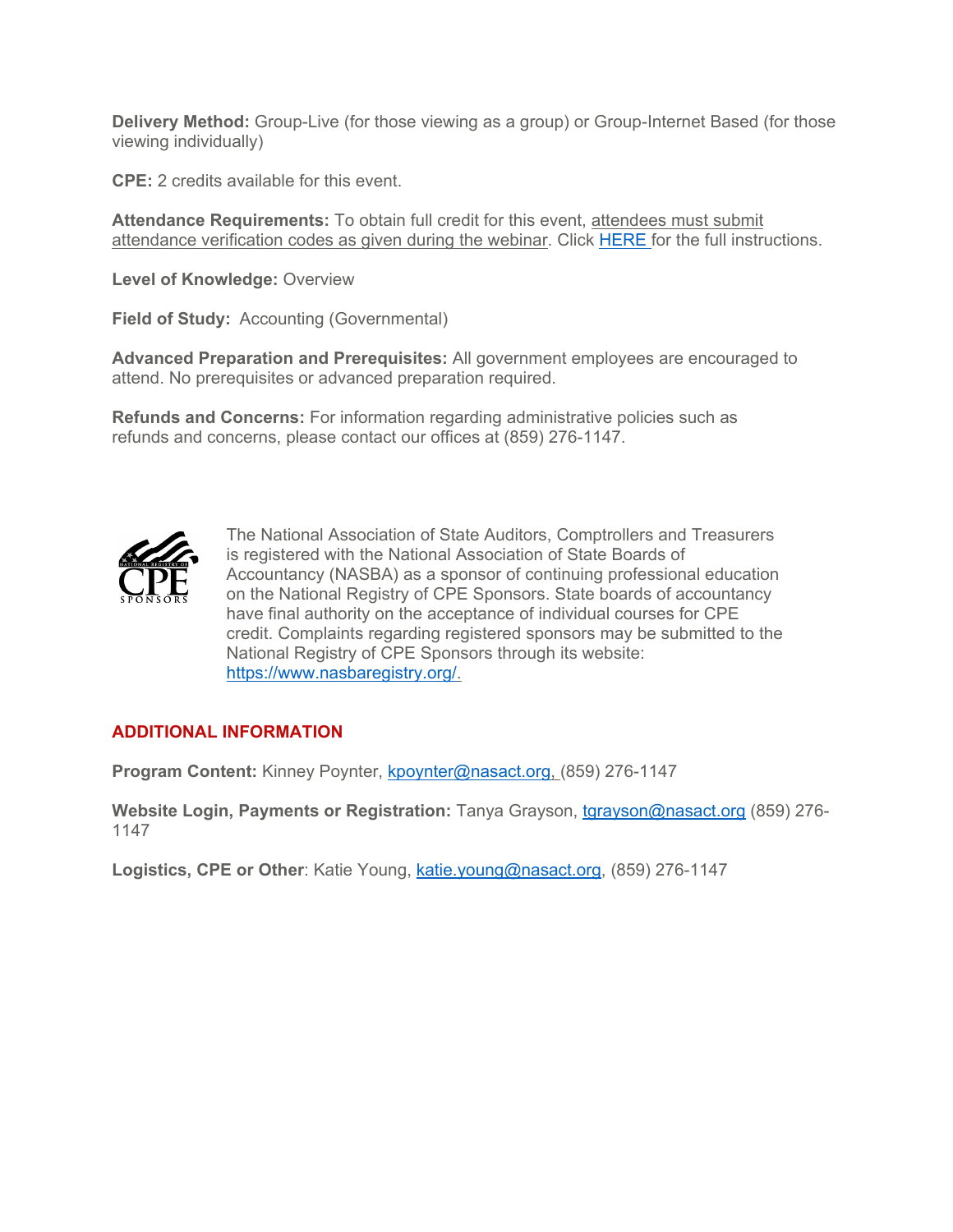**Delivery Method:** Group-Live (for those viewing as a group) or Group-Internet Based (for those viewing individually)

**CPE:** 2 credits available for this event.

**Attendance Requirements:** To obtain full credit for this event, attendees must submit attendance verification codes as given during the webinar. Click HERE for the full instructions.

**Level of Knowledge:** Overview

**Field of Study:** Accounting (Governmental)

**Advanced Preparation and Prerequisites:** All government employees are encouraged to attend. No prerequisites or advanced preparation required.

**Refunds and Concerns:** For information regarding administrative policies such as refunds and concerns, please contact our offices at (859) 276-1147.

The National Association of State Auditors, Comptrollers and Treasurers is registered with the National Association of State Boards of Accountancy (NASBA) as a sponsor of continuing professional education on the National Registry of CPE Sponsors. State boards of accountancy have final authority on the acceptance of individual courses for CPE credit. Complaints regarding registered sponsors may be submitted to the National Registry of CPE Sponsors through its website: https://www.nasbaregistry.org/.

## ADDITIONAL INFORMATION

**Program Content:** Kinney Poynter, kpoynter@nasact.org, (859) 276-1147

**Website Login, Payments or Registration:** Tanya Grayson, tgrayson@nasact.org (859) 276-1147

**Logistics, CPE or Other**: Katie Young, katie.young@nasact.org, (859) 276-1147